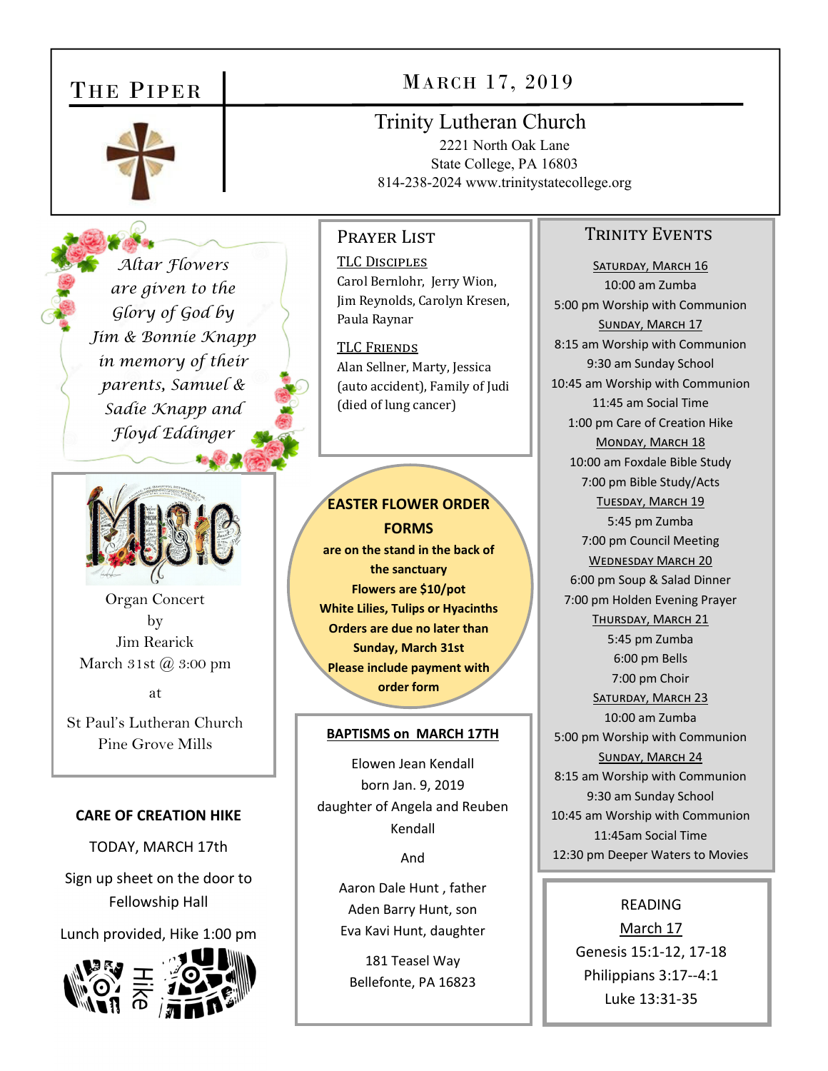# THE PIPER

## MARCH 17, 2019

### Trinity Lutheran Church

2221 North Oak Lane
State College, PA 16803
814-238-2024 www.trinitystatecollege.org

*Altar Flowers are given to the Glory of God by Jim & Bonnie Knapp in memory of their parents, Samuel & Sadie Knapp and Floyd Eddinger*

Organ Concert
by
Jim Rearick
March 31st @ 3:00 pm

at

St Paul's Lutheran Church
Pine Grove Mills

**CARE OF CREATION HIKE**

TODAY, MARCH 17th

Sign up sheet on the door to Fellowship Hall

Lunch provided, Hike 1:00 pm

## PRAYER LIST

**TLC DISCIPLES**

Carol Bernlohr, Jerry Wion, Jim Reynolds, Carolyn Kresen, Paula Raynar

**TLC FRIENDS**

Alan Sellner, Marty, Jessica (auto accident), Family of Judi (died of lung cancer)

**EASTER FLOWER ORDER FORMS**

**are on the stand in the back of the sanctuary**
**Flowers are $10/pot**
**White Lilies, Tulips or Hyacinths**
**Orders are due no later than Sunday, March 31st**
**Please include payment with order form**

**BAPTISMS on MARCH 17TH**

Elowen Jean Kendall
born Jan. 9, 2019
daughter of Angela and Reuben Kendall

And

Aaron Dale Hunt , father
Aden Barry Hunt, son
Eva Kavi Hunt, daughter

181 Teasel Way
Bellefonte, PA 16823

## TRINITY EVENTS

**SATURDAY, MARCH 16**
10:00 am Zumba
5:00 pm Worship with Communion

**SUNDAY, MARCH 17**
8:15 am Worship with Communion
9:30 am Sunday School
10:45 am Worship with Communion
11:45 am Social Time
1:00 pm Care of Creation Hike

**MONDAY, MARCH 18**
10:00 am Foxdale Bible Study
7:00 pm Bible Study/Acts

**TUESDAY, MARCH 19**
5:45 pm Zumba
7:00 pm Council Meeting

**WEDNESDAY MARCH 20**
6:00 pm Soup & Salad Dinner
7:00 pm Holden Evening Prayer

**THURSDAY, MARCH 21**
5:45 pm Zumba
6:00 pm Bells
7:00 pm Choir

**SATURDAY, MARCH 23**
10:00 am Zumba
5:00 pm Worship with Communion

**SUNDAY, MARCH 24**
8:15 am Worship with Communion
9:30 am Sunday School
10:45 am Worship with Communion
11:45am Social Time
12:30 pm Deeper Waters to Movies

READING
March 17
Genesis 15:1-12, 17-18
Philippians 3:17--4:1
Luke 13:31-35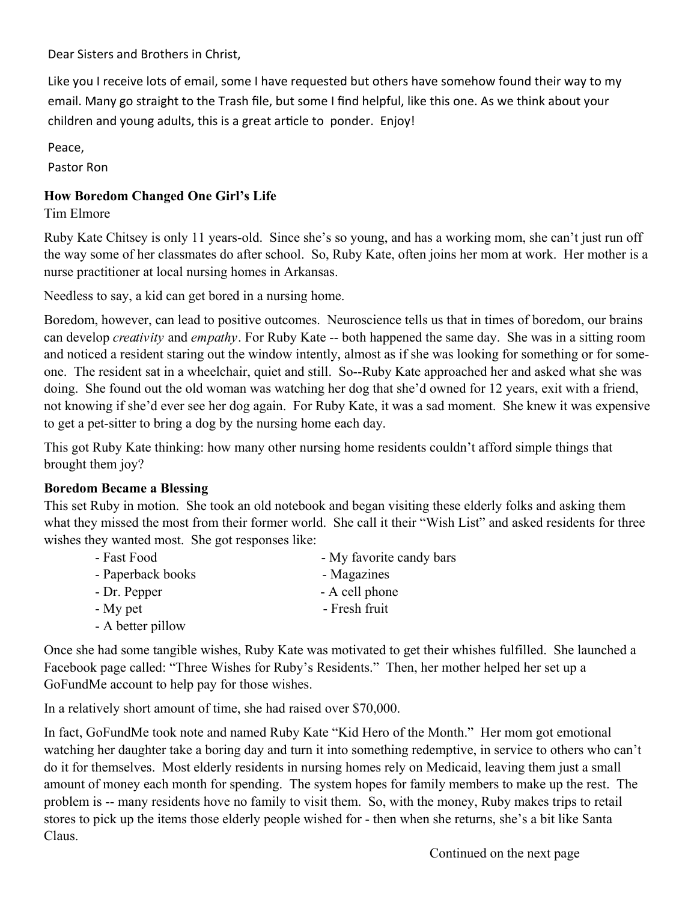Dear Sisters and Brothers in Christ,

Like you I receive lots of email, some I have requested but others have somehow found their way to my email. Many go straight to the Trash file, but some I find helpful, like this one. As we think about your children and young adults, this is a great article to ponder. Enjoy!

Peace,
Pastor Ron

**How Boredom Changed One Girl's Life**
Tim Elmore

Ruby Kate Chitsey is only 11 years-old. Since she's so young, and has a working mom, she can't just run off the way some of her classmates do after school. So, Ruby Kate, often joins her mom at work. Her mother is a nurse practitioner at local nursing homes in Arkansas.

Needless to say, a kid can get bored in a nursing home.

Boredom, however, can lead to positive outcomes. Neuroscience tells us that in times of boredom, our brains can develop *creativity* and *empathy*. For Ruby Kate -- both happened the same day. She was in a sitting room and noticed a resident staring out the window intently, almost as if she was looking for something or for someone. The resident sat in a wheelchair, quiet and still. So--Ruby Kate approached her and asked what she was doing. She found out the old woman was watching her dog that she'd owned for 12 years, exit with a friend, not knowing if she'd ever see her dog again. For Ruby Kate, it was a sad moment. She knew it was expensive to get a pet-sitter to bring a dog by the nursing home each day.

This got Ruby Kate thinking: how many other nursing home residents couldn't afford simple things that brought them joy?

**Boredom Became a Blessing**
This set Ruby in motion. She took an old notebook and began visiting these elderly folks and asking them what they missed the most from their former world. She call it their "Wish List" and asked residents for three wishes they wanted most. She got responses like:

- Fast Food
- Paperback books
- Dr. Pepper
- My pet
- A better pillow
- My favorite candy bars
- Magazines
- A cell phone
- Fresh fruit

Once she had some tangible wishes, Ruby Kate was motivated to get their whishes fulfilled. She launched a Facebook page called: "Three Wishes for Ruby's Residents." Then, her mother helped her set up a GoFundMe account to help pay for those wishes.

In a relatively short amount of time, she had raised over $70,000.

In fact, GoFundMe took note and named Ruby Kate "Kid Hero of the Month." Her mom got emotional watching her daughter take a boring day and turn it into something redemptive, in service to others who can't do it for themselves. Most elderly residents in nursing homes rely on Medicaid, leaving them just a small amount of money each month for spending. The system hopes for family members to make up the rest. The problem is -- many residents hove no family to visit them. So, with the money, Ruby makes trips to retail stores to pick up the items those elderly people wished for - then when she returns, she's a bit like Santa Claus.

Continued on the next page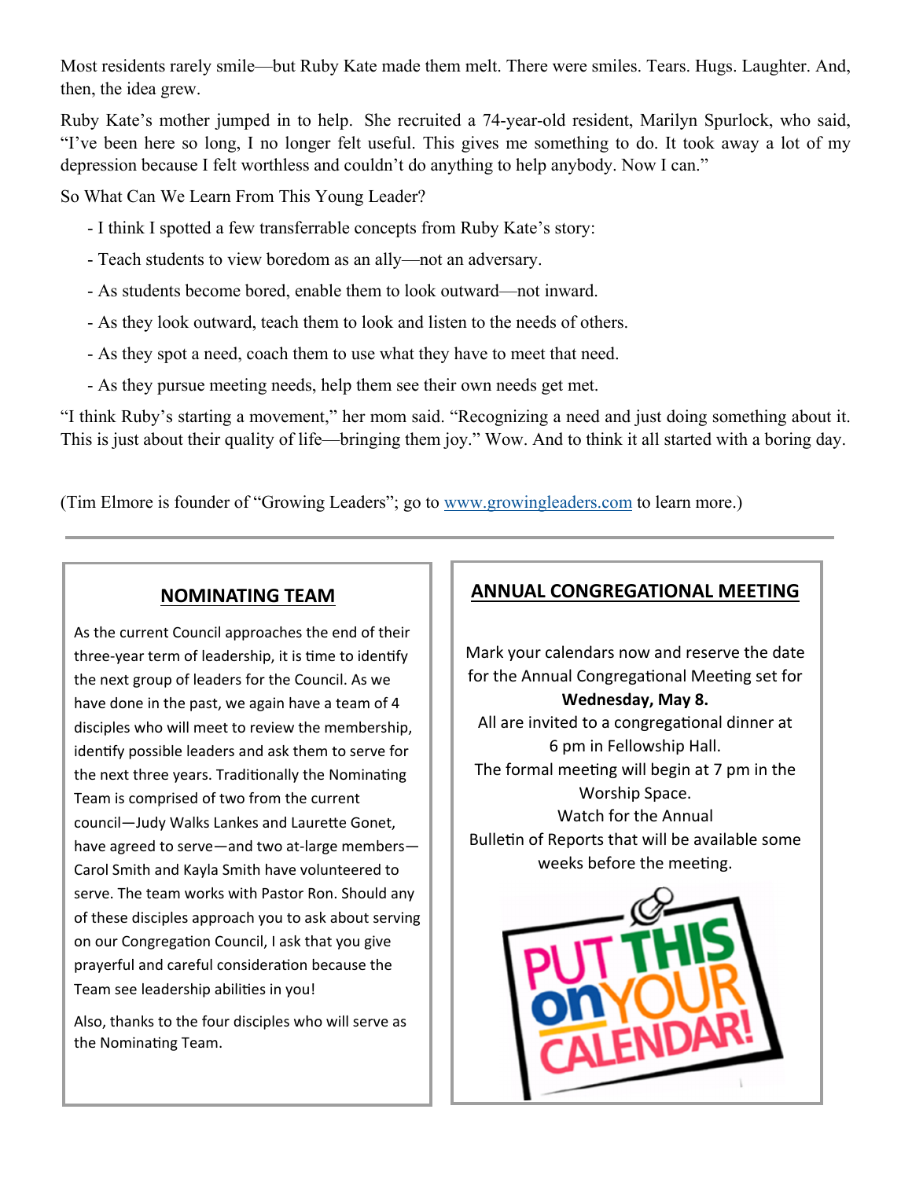Most residents rarely smile—but Ruby Kate made them melt. There were smiles. Tears. Hugs. Laughter. And, then, the idea grew.

Ruby Kate's mother jumped in to help. She recruited a 74-year-old resident, Marilyn Spurlock, who said, "I've been here so long, I no longer felt useful. This gives me something to do. It took away a lot of my depression because I felt worthless and couldn't do anything to help anybody. Now I can."

So What Can We Learn From This Young Leader?

- I think I spotted a few transferrable concepts from Ruby Kate's story:
- Teach students to view boredom as an ally—not an adversary.
- As students become bored, enable them to look outward—not inward.
- As they look outward, teach them to look and listen to the needs of others.
- As they spot a need, coach them to use what they have to meet that need.
- As they pursue meeting needs, help them see their own needs get met.

"I think Ruby's starting a movement," her mom said. "Recognizing a need and just doing something about it. This is just about their quality of life—bringing them joy." Wow. And to think it all started with a boring day.

(Tim Elmore is founder of "Growing Leaders"; go to www.growingleaders.com to learn more.)

---

## NOMINATING TEAM

As the current Council approaches the end of their three-year term of leadership, it is time to identify the next group of leaders for the Council. As we have done in the past, we again have a team of 4 disciples who will meet to review the membership, identify possible leaders and ask them to serve for the next three years. Traditionally the Nominating Team is comprised of two from the current council—Judy Walks Lankes and Laurette Gonet, have agreed to serve—and two at-large members—Carol Smith and Kayla Smith have volunteered to serve. The team works with Pastor Ron. Should any of these disciples approach you to ask about serving on our Congregation Council, I ask that you give prayerful and careful consideration because the Team see leadership abilities in you!

Also, thanks to the four disciples who will serve as the Nominating Team.

## ANNUAL CONGREGATIONAL MEETING

Mark your calendars now and reserve the date for the Annual Congregational Meeting set for **Wednesday, May 8.**

All are invited to a congregational dinner at 6 pm in Fellowship Hall.

The formal meeting will begin at 7 pm in the Worship Space.

Watch for the Annual Bulletin of Reports that will be available some weeks before the meeting.

PUT THIS on YOUR CALENDAR!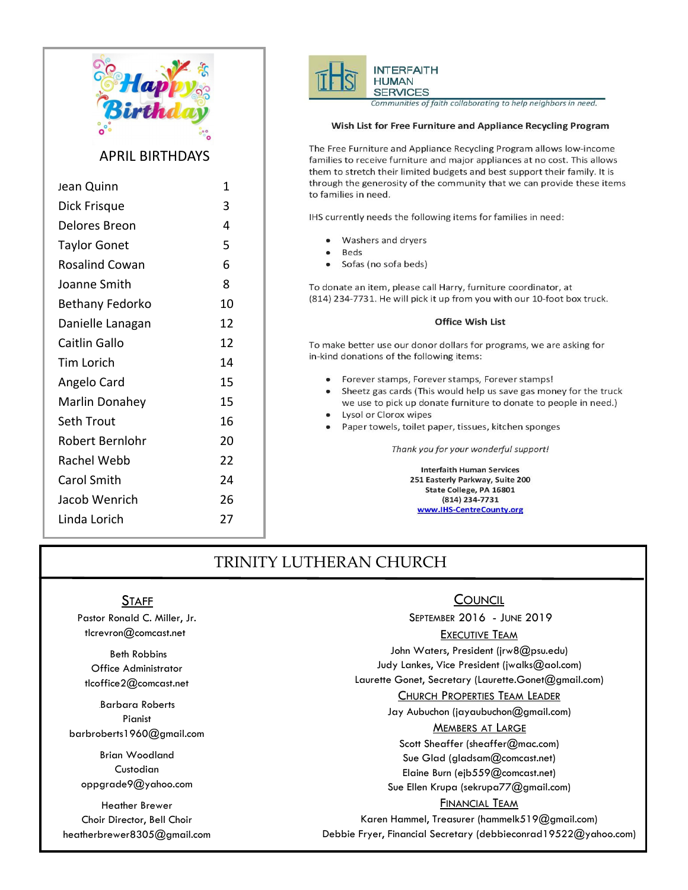Happy Birthday

## APRIL BIRTHDAYS

| | |
|---|---|
| Jean Quinn | 1 |
| Dick Frisque | 3 |
| Delores Breon | 4 |
| Taylor Gonet | 5 |
| Rosalind Cowan | 6 |
| Joanne Smith | 8 |
| Bethany Fedorko | 10 |
| Danielle Lanagan | 12 |
| Caitlin Gallo | 12 |
| Tim Lorich | 14 |
| Angelo Card | 15 |
| Marlin Donahey | 15 |
| Seth Trout | 16 |
| Robert Bernlohr | 20 |
| Rachel Webb | 22 |
| Carol Smith | 24 |
| Jacob Wenrich | 26 |
| Linda Lorich | 27 |

IHS INTERFAITH HUMAN SERVICES
*Communities of faith collaborating to help neighbors in need.*

**Wish List for Free Furniture and Appliance Recycling Program**

The Free Furniture and Appliance Recycling Program allows low-income families to receive furniture and major appliances at no cost. This allows them to stretch their limited budgets and best support their family. It is through the generosity of the community that we can provide these items to families in need.

IHS currently needs the following items for families in need:

- Washers and dryers
- Beds
- Sofas (no sofa beds)

To donate an item, please call Harry, furniture coordinator, at (814) 234-7731. He will pick it up from you with our 10-foot box truck.

**Office Wish List**

To make better use our donor dollars for programs, we are asking for in-kind donations of the following items:

- Forever stamps, Forever stamps, Forever stamps!
- Sheetz gas cards (This would help us save gas money for the truck we use to pick up donate furniture to donate to people in need.)
- Lysol or Clorox wipes
- Paper towels, toilet paper, tissues, kitchen sponges

*Thank you for your wonderful support!*

**Interfaith Human Services**
**251 Easterly Parkway, Suite 200**
**State College, PA 16801**
**(814) 234-7731**
**www.IHS-CentreCounty.org**

# TRINITY LUTHERAN CHURCH

## Staff

Pastor Ronald C. Miller, Jr.
tlcrevron@comcast.net

Beth Robbins
Office Administrator
tlcoffice2@comcast.net

Barbara Roberts
Pianist
barbroberts1960@gmail.com

Brian Woodland
Custodian
oppgrade9@yahoo.com

Heather Brewer
Choir Director, Bell Choir
heatherbrewer8305@gmail.com

## Council

September 2016 - June 2019

### Executive Team

John Waters, President (jrw8@psu.edu)
Judy Lankes, Vice President (jwalks@aol.com)
Laurette Gonet, Secretary (Laurette.Gonet@gmail.com)

### Church Properties Team Leader

Jay Aubuchon (jayaubuchon@gmail.com)

### Members at Large

Scott Sheaffer (sheaffer@mac.com)
Sue Glad (gladsam@comcast.net)
Elaine Burn (ejb559@comcast.net)
Sue Ellen Krupa (sekrupa77@gmail.com)

### Financial Team

Karen Hammel, Treasurer (hammelk519@gmail.com)
Debbie Fryer, Financial Secretary (debbieconrad19522@yahoo.com)